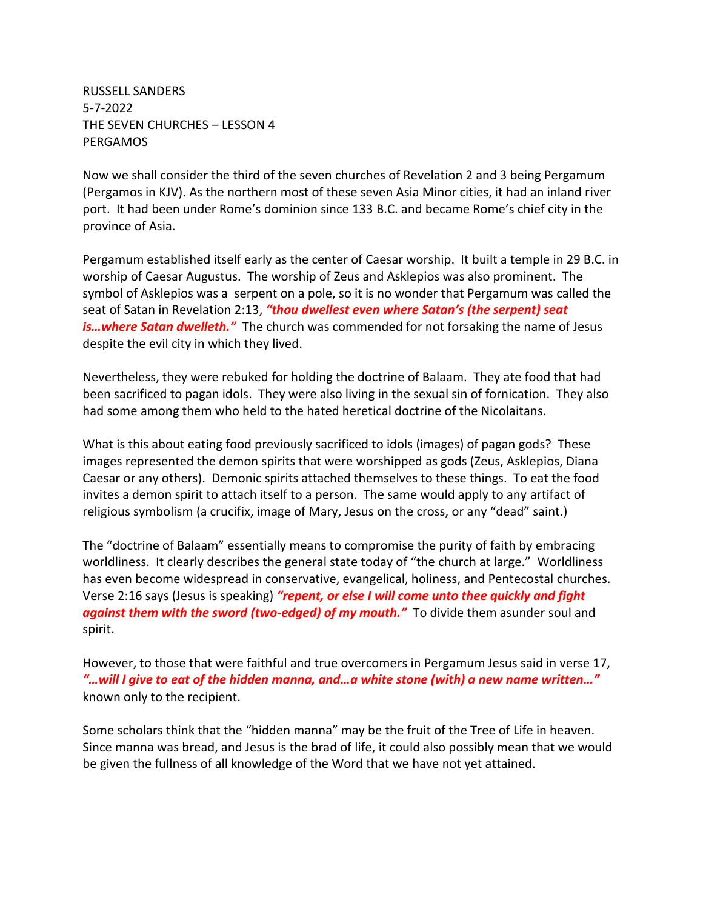RUSSELL SANDERS
5-7-2022
THE SEVEN CHURCHES – LESSON 4
PERGAMOS

Now we shall consider the third of the seven churches of Revelation 2 and 3 being Pergamum (Pergamos in KJV). As the northern most of these seven Asia Minor cities, it had an inland river port. It had been under Rome's dominion since 133 B.C. and became Rome's chief city in the province of Asia.

Pergamum established itself early as the center of Caesar worship. It built a temple in 29 B.C. in worship of Caesar Augustus. The worship of Zeus and Asklepios was also prominent. The symbol of Asklepios was a serpent on a pole, so it is no wonder that Pergamum was called the seat of Satan in Revelation 2:13, ***"thou dwellest even where Satan's (the serpent) seat is…where Satan dwelleth."*** The church was commended for not forsaking the name of Jesus despite the evil city in which they lived.

Nevertheless, they were rebuked for holding the doctrine of Balaam. They ate food that had been sacrificed to pagan idols. They were also living in the sexual sin of fornication. They also had some among them who held to the hated heretical doctrine of the Nicolaitans.

What is this about eating food previously sacrificed to idols (images) of pagan gods? These images represented the demon spirits that were worshipped as gods (Zeus, Asklepios, Diana Caesar or any others). Demonic spirits attached themselves to these things. To eat the food invites a demon spirit to attach itself to a person. The same would apply to any artifact of religious symbolism (a crucifix, image of Mary, Jesus on the cross, or any "dead" saint.)

The "doctrine of Balaam" essentially means to compromise the purity of faith by embracing worldliness. It clearly describes the general state today of "the church at large." Worldliness has even become widespread in conservative, evangelical, holiness, and Pentecostal churches. Verse 2:16 says (Jesus is speaking) ***"repent, or else I will come unto thee quickly and fight against them with the sword (two-edged) of my mouth."*** To divide them asunder soul and spirit.

However, to those that were faithful and true overcomers in Pergamum Jesus said in verse 17, ***"…will I give to eat of the hidden manna, and…a white stone (with) a new name written…"*** known only to the recipient.

Some scholars think that the "hidden manna" may be the fruit of the Tree of Life in heaven. Since manna was bread, and Jesus is the brad of life, it could also possibly mean that we would be given the fullness of all knowledge of the Word that we have not yet attained.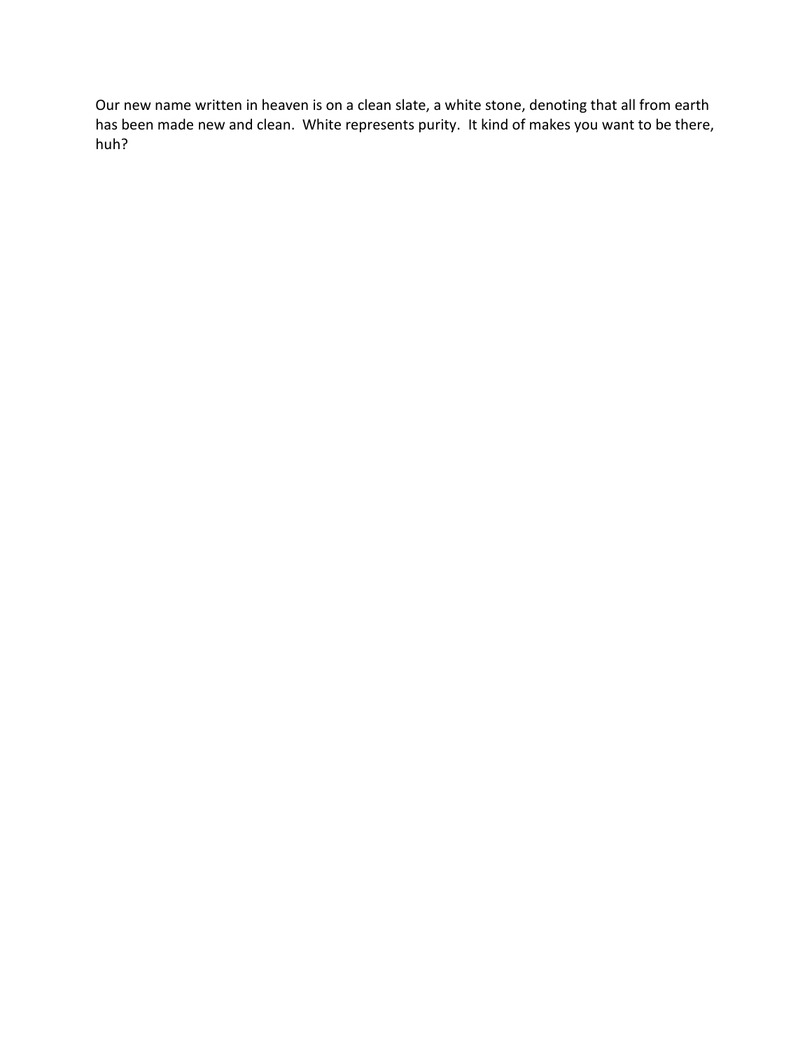Our new name written in heaven is on a clean slate, a white stone, denoting that all from earth has been made new and clean. White represents purity. It kind of makes you want to be there, huh?